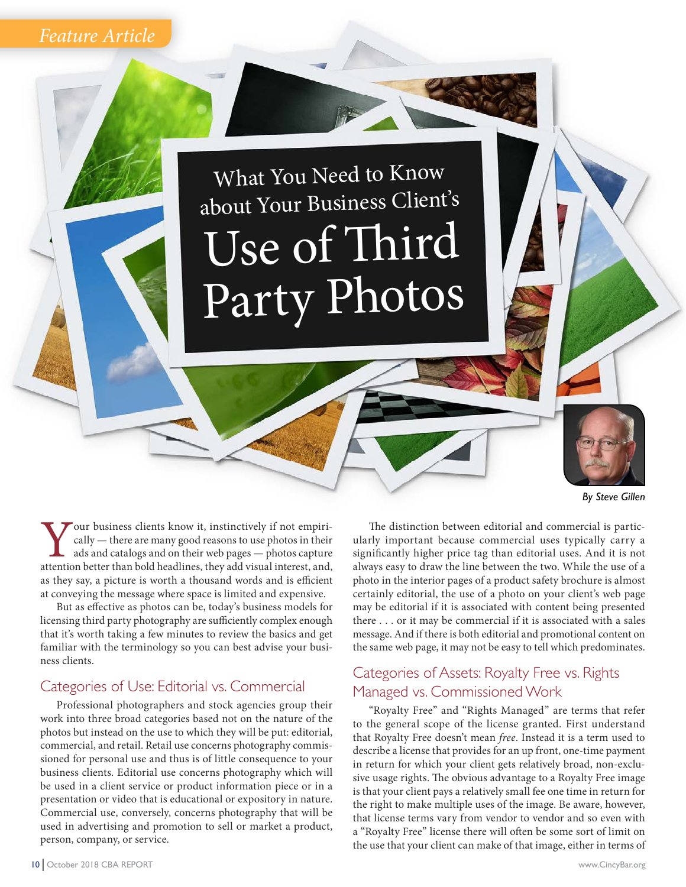*Feature Article*

# What You Need to Know about Your Business Client's Use of Third Party Photos

*By Steve Gillen*

Your business clients know it, instinctively if not empirically — there are many good reasons to use photos in their ads and catalogs and on their web pages — photos capture attention better than bold headlines, they add visual interest, and, as they say, a picture is worth a thousand words and is efficient at conveying the message where space is limited and expensive.

But as effective as photos can be, today's business models for licensing third party photography are sufficiently complex enough that it's worth taking a few minutes to review the basics and get familiar with the terminology so you can best advise your business clients.

## Categories of Use: Editorial vs. Commercial

Professional photographers and stock agencies group their work into three broad categories based not on the nature of the photos but instead on the use to which they will be put: editorial, commercial, and retail. Retail use concerns photography commissioned for personal use and thus is of little consequence to your business clients. Editorial use concerns photography which will be used in a client service or product information piece or in a presentation or video that is educational or expository in nature. Commercial use, conversely, concerns photography that will be used in advertising and promotion to sell or market a product, person, company, or service.

The distinction between editorial and commercial is particularly important because commercial uses typically carry a significantly higher price tag than editorial uses. And it is not always easy to draw the line between the two. While the use of a photo in the interior pages of a product safety brochure is almost certainly editorial, the use of a photo on your client's web page may be editorial if it is associated with content being presented there . . . or it may be commercial if it is associated with a sales message. And if there is both editorial and promotional content on the same web page, it may not be easy to tell which predominates.

## Categories of Assets: Royalty Free vs. Rights Managed vs. Commissioned Work

"Royalty Free" and "Rights Managed" are terms that refer to the general scope of the license granted. First understand that Royalty Free doesn't mean *free*. Instead it is a term used to describe a license that provides for an up front, one-time payment in return for which your client gets relatively broad, non-exclusive usage rights. The obvious advantage to a Royalty Free image is that your client pays a relatively small fee one time in return for the right to make multiple uses of the image. Be aware, however, that license terms vary from vendor to vendor and so even with a "Royalty Free" license there will often be some sort of limit on the use that your client can make of that image, either in terms of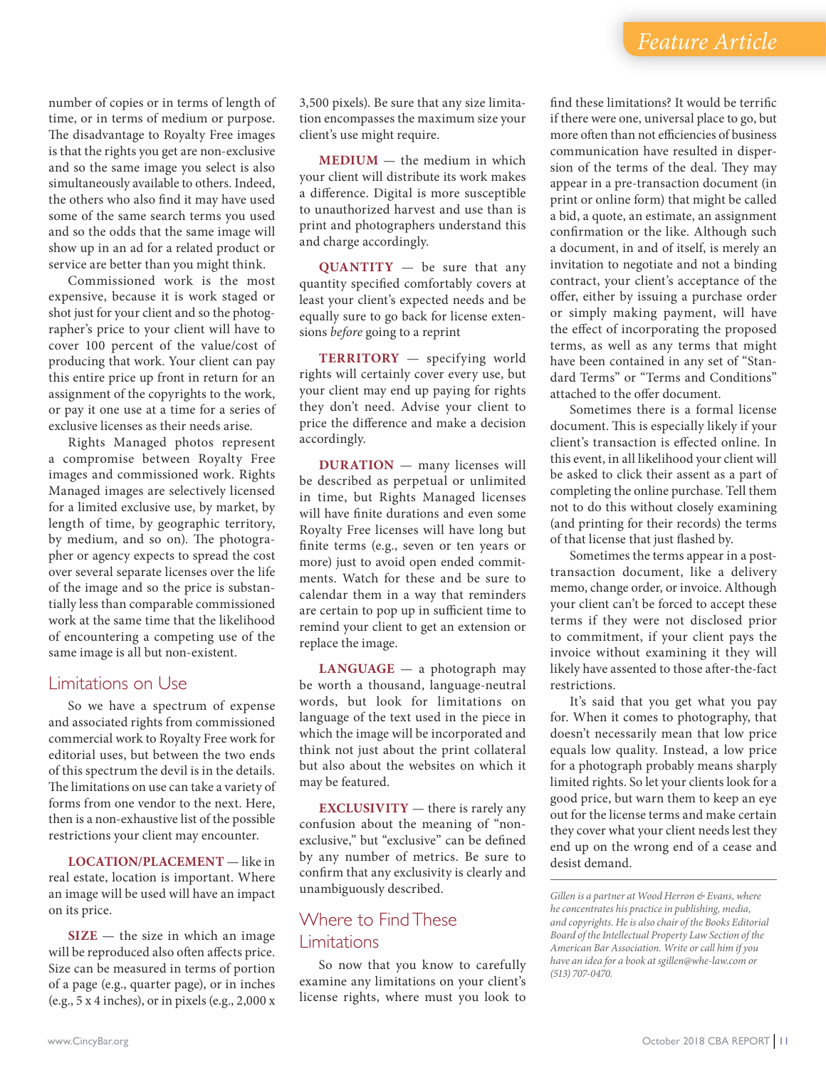number of copies or in terms of length of time, or in terms of medium or purpose. The disadvantage to Royalty Free images is that the rights you get are non-exclusive and so the same image you select is also simultaneously available to others. Indeed, the others who also find it may have used some of the same search terms you used and so the odds that the same image will show up in an ad for a related product or service are better than you might think.

Commissioned work is the most expensive, because it is work staged or shot just for your client and so the photographer's price to your client will have to cover 100 percent of the value/cost of producing that work. Your client can pay this entire price up front in return for an assignment of the copyrights to the work, or pay it one use at a time for a series of exclusive licenses as their needs arise.

Rights Managed photos represent a compromise between Royalty Free images and commissioned work. Rights Managed images are selectively licensed for a limited exclusive use, by market, by length of time, by geographic territory, by medium, and so on). The photographer or agency expects to spread the cost over several separate licenses over the life of the image and so the price is substantially less than comparable commissioned work at the same time that the likelihood of encountering a competing use of the same image is all but non-existent.

## Limitations on Use

So we have a spectrum of expense and associated rights from commissioned commercial work to Royalty Free work for editorial uses, but between the two ends of this spectrum the devil is in the details. The limitations on use can take a variety of forms from one vendor to the next. Here, then is a non-exhaustive list of the possible restrictions your client may encounter.

**LOCATION/PLACEMENT** — like in real estate, location is important. Where an image will be used will have an impact on its price.

**SIZE** — the size in which an image will be reproduced also often affects price. Size can be measured in terms of portion of a page (e.g., quarter page), or in inches (e.g., 5 x 4 inches), or in pixels (e.g., 2,000 x 3,500 pixels). Be sure that any size limitation encompasses the maximum size your client's use might require.

**MEDIUM** — the medium in which your client will distribute its work makes a difference. Digital is more susceptible to unauthorized harvest and use than is print and photographers understand this and charge accordingly.

**QUANTITY** — be sure that any quantity specified comfortably covers at least your client's expected needs and be equally sure to go back for license extensions *before* going to a reprint

**TERRITORY** — specifying world rights will certainly cover every use, but your client may end up paying for rights they don't need. Advise your client to price the difference and make a decision accordingly.

**DURATION** — many licenses will be described as perpetual or unlimited in time, but Rights Managed licenses will have finite durations and even some Royalty Free licenses will have long but finite terms (e.g., seven or ten years or more) just to avoid open ended commitments. Watch for these and be sure to calendar them in a way that reminders are certain to pop up in sufficient time to remind your client to get an extension or replace the image.

**LANGUAGE** — a photograph may be worth a thousand, language-neutral words, but look for limitations on language of the text used in the piece in which the image will be incorporated and think not just about the print collateral but also about the websites on which it may be featured.

**EXCLUSIVITY** — there is rarely any confusion about the meaning of "non-exclusive," but "exclusive" can be defined by any number of metrics. Be sure to confirm that any exclusivity is clearly and unambiguously described.

## Where to Find These Limitations

So now that you know to carefully examine any limitations on your client's license rights, where must you look to find these limitations? It would be terrific if there were one, universal place to go, but more often than not efficiencies of business communication have resulted in dispersion of the terms of the deal. They may appear in a pre-transaction document (in print or online form) that might be called a bid, a quote, an estimate, an assignment confirmation or the like. Although such a document, in and of itself, is merely an invitation to negotiate and not a binding contract, your client's acceptance of the offer, either by issuing a purchase order or simply making payment, will have the effect of incorporating the proposed terms, as well as any terms that might have been contained in any set of "Standard Terms" or "Terms and Conditions" attached to the offer document.

Sometimes there is a formal license document. This is especially likely if your client's transaction is effected online. In this event, in all likelihood your client will be asked to click their assent as a part of completing the online purchase. Tell them not to do this without closely examining (and printing for their records) the terms of that license that just flashed by.

Sometimes the terms appear in a post-transaction document, like a delivery memo, change order, or invoice. Although your client can't be forced to accept these terms if they were not disclosed prior to commitment, if your client pays the invoice without examining it they will likely have assented to those after-the-fact restrictions.

It's said that you get what you pay for. When it comes to photography, that doesn't necessarily mean that low price equals low quality. Instead, a low price for a photograph probably means sharply limited rights. So let your clients look for a good price, but warn them to keep an eye out for the license terms and make certain they cover what your client needs lest they end up on the wrong end of a cease and desist demand.

---

*Gillen is a partner at Wood Herron & Evans, where he concentrates his practice in publishing, media, and copyrights. He is also chair of the Books Editorial Board of the Intellectual Property Law Section of the American Bar Association. Write or call him if you have an idea for a book at sgillen@whe-law.com or (513) 707-0470.*